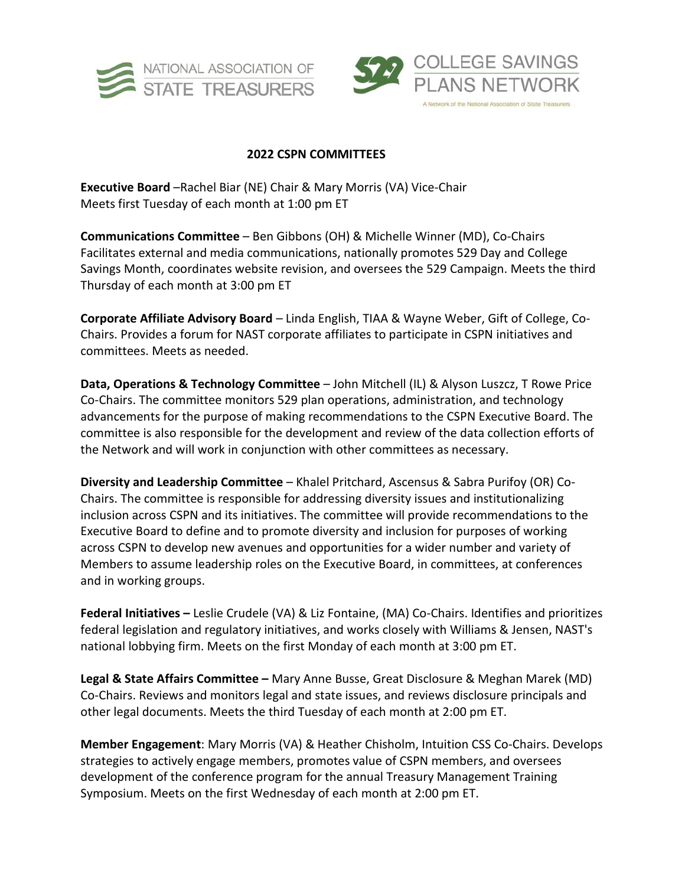NATIONAL ASSOCIATION OF STATE TREASURERS

COLLEGE SAVINGS PLANS NETWORK

A Network of the National Association of State Treasurers

## 2022 CSPN COMMITTEES

**Executive Board** –Rachel Biar (NE) Chair & Mary Morris (VA) Vice-Chair
Meets first Tuesday of each month at 1:00 pm ET

**Communications Committee** – Ben Gibbons (OH) & Michelle Winner (MD), Co-Chairs
Facilitates external and media communications, nationally promotes 529 Day and College Savings Month, coordinates website revision, and oversees the 529 Campaign. Meets the third Thursday of each month at 3:00 pm ET

**Corporate Affiliate Advisory Board** – Linda English, TIAA & Wayne Weber, Gift of College, Co-Chairs. Provides a forum for NAST corporate affiliates to participate in CSPN initiatives and committees. Meets as needed.

**Data, Operations & Technology Committee** – John Mitchell (IL) & Alyson Luszcz, T Rowe Price Co-Chairs. The committee monitors 529 plan operations, administration, and technology advancements for the purpose of making recommendations to the CSPN Executive Board. The committee is also responsible for the development and review of the data collection efforts of the Network and will work in conjunction with other committees as necessary.

**Diversity and Leadership Committee** – Khalel Pritchard, Ascensus & Sabra Purifoy (OR) Co-Chairs. The committee is responsible for addressing diversity issues and institutionalizing inclusion across CSPN and its initiatives. The committee will provide recommendations to the Executive Board to define and to promote diversity and inclusion for purposes of working across CSPN to develop new avenues and opportunities for a wider number and variety of Members to assume leadership roles on the Executive Board, in committees, at conferences and in working groups.

**Federal Initiatives –** Leslie Crudele (VA) & Liz Fontaine, (MA) Co-Chairs. Identifies and prioritizes federal legislation and regulatory initiatives, and works closely with Williams & Jensen, NAST's national lobbying firm. Meets on the first Monday of each month at 3:00 pm ET.

**Legal & State Affairs Committee –** Mary Anne Busse, Great Disclosure & Meghan Marek (MD) Co-Chairs. Reviews and monitors legal and state issues, and reviews disclosure principals and other legal documents. Meets the third Tuesday of each month at 2:00 pm ET.

**Member Engagement**: Mary Morris (VA) & Heather Chisholm, Intuition CSS Co-Chairs. Develops strategies to actively engage members, promotes value of CSPN members, and oversees development of the conference program for the annual Treasury Management Training Symposium. Meets on the first Wednesday of each month at 2:00 pm ET.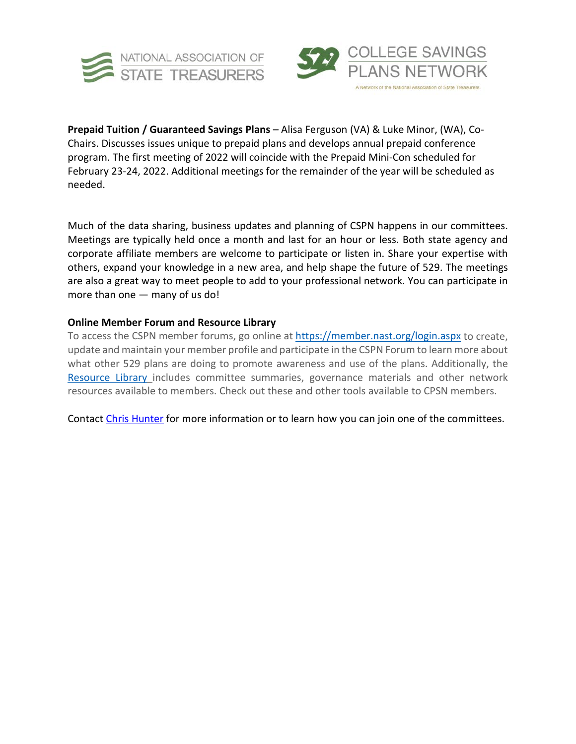**Prepaid Tuition / Guaranteed Savings Plans** – Alisa Ferguson (VA) & Luke Minor, (WA), Co-Chairs. Discusses issues unique to prepaid plans and develops annual prepaid conference program. The first meeting of 2022 will coincide with the Prepaid Mini-Con scheduled for February 23-24, 2022. Additional meetings for the remainder of the year will be scheduled as needed.

Much of the data sharing, business updates and planning of CSPN happens in our committees. Meetings are typically held once a month and last for an hour or less. Both state agency and corporate affiliate members are welcome to participate or listen in. Share your expertise with others, expand your knowledge in a new area, and help shape the future of 529. The meetings are also a great way to meet people to add to your professional network. You can participate in more than one — many of us do!

**Online Member Forum and Resource Library**

To access the CSPN member forums, go online at [https://member.nast.org/login.aspx](https://member.nast.org/login.aspx) to create, update and maintain your member profile and participate in the CSPN Forum to learn more about what other 529 plans are doing to promote awareness and use of the plans. Additionally, the Resource Library includes committee summaries, governance materials and other network resources available to members. Check out these and other tools available to CPSN members.

Contact Chris Hunter for more information or to learn how you can join one of the committees.